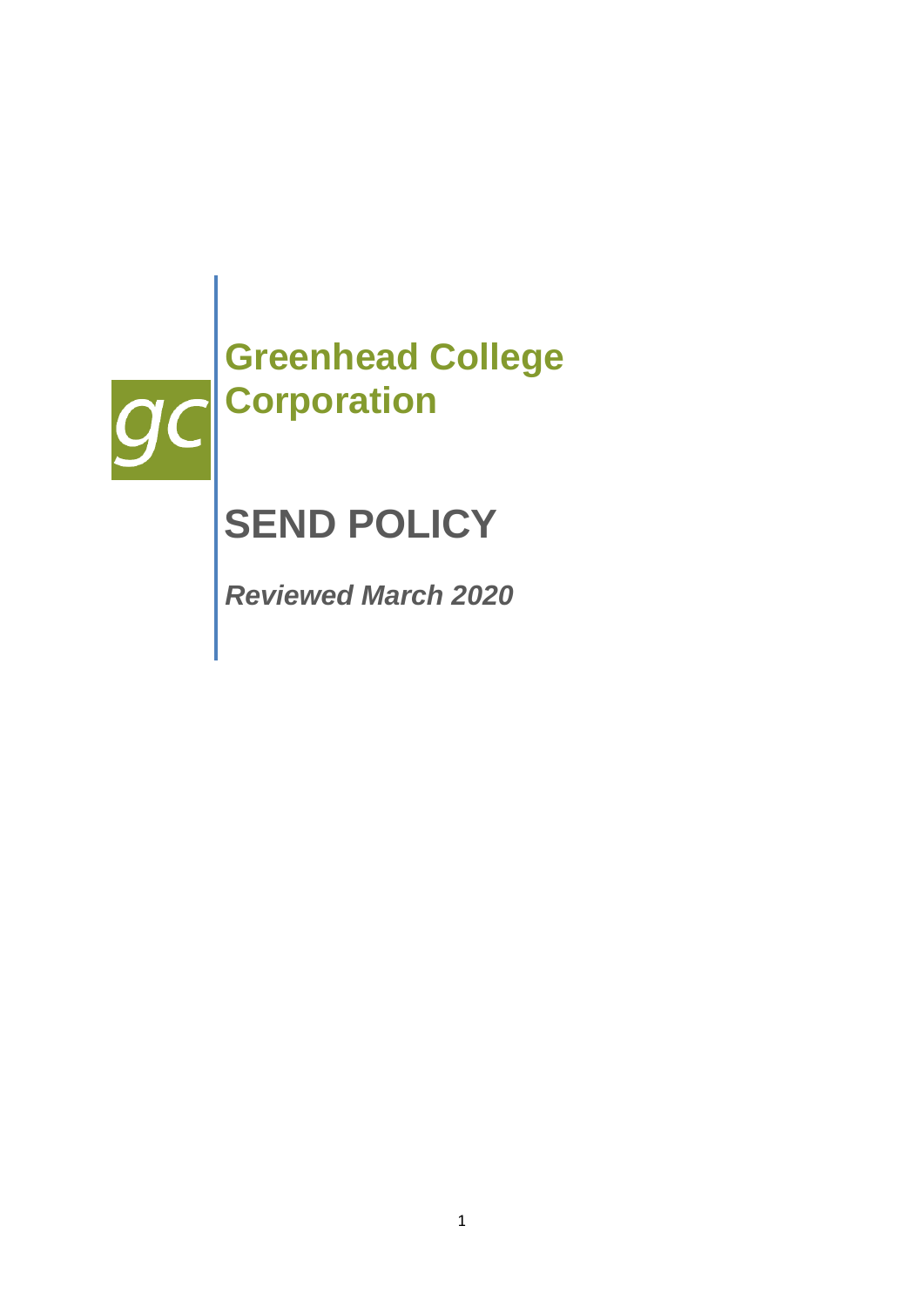gc

# Greenhead College Corporation

# SEND POLICY

***Reviewed March 2020***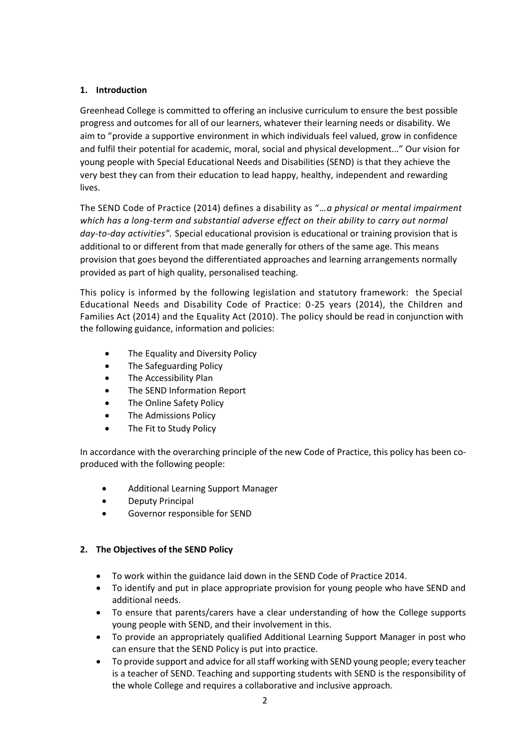## 1. Introduction

Greenhead College is committed to offering an inclusive curriculum to ensure the best possible progress and outcomes for all of our learners, whatever their learning needs or disability. We aim to "provide a supportive environment in which individuals feel valued, grow in confidence and fulfil their potential for academic, moral, social and physical development..." Our vision for young people with Special Educational Needs and Disabilities (SEND) is that they achieve the very best they can from their education to lead happy, healthy, independent and rewarding lives.

The SEND Code of Practice (2014) defines a disability as "…*a physical or mental impairment which has a long-term and substantial adverse effect on their ability to carry out normal day-to-day activities".* Special educational provision is educational or training provision that is additional to or different from that made generally for others of the same age. This means provision that goes beyond the differentiated approaches and learning arrangements normally provided as part of high quality, personalised teaching.

This policy is informed by the following legislation and statutory framework: the Special Educational Needs and Disability Code of Practice: 0-25 years (2014), the Children and Families Act (2014) and the Equality Act (2010). The policy should be read in conjunction with the following guidance, information and policies:

- The Equality and Diversity Policy
- The Safeguarding Policy
- The Accessibility Plan
- The SEND Information Report
- The Online Safety Policy
- The Admissions Policy
- The Fit to Study Policy

In accordance with the overarching principle of the new Code of Practice, this policy has been co-produced with the following people:

- Additional Learning Support Manager
- Deputy Principal
- Governor responsible for SEND

## 2. The Objectives of the SEND Policy

- To work within the guidance laid down in the SEND Code of Practice 2014.
- To identify and put in place appropriate provision for young people who have SEND and additional needs.
- To ensure that parents/carers have a clear understanding of how the College supports young people with SEND, and their involvement in this.
- To provide an appropriately qualified Additional Learning Support Manager in post who can ensure that the SEND Policy is put into practice.
- To provide support and advice for all staff working with SEND young people; every teacher is a teacher of SEND. Teaching and supporting students with SEND is the responsibility of the whole College and requires a collaborative and inclusive approach.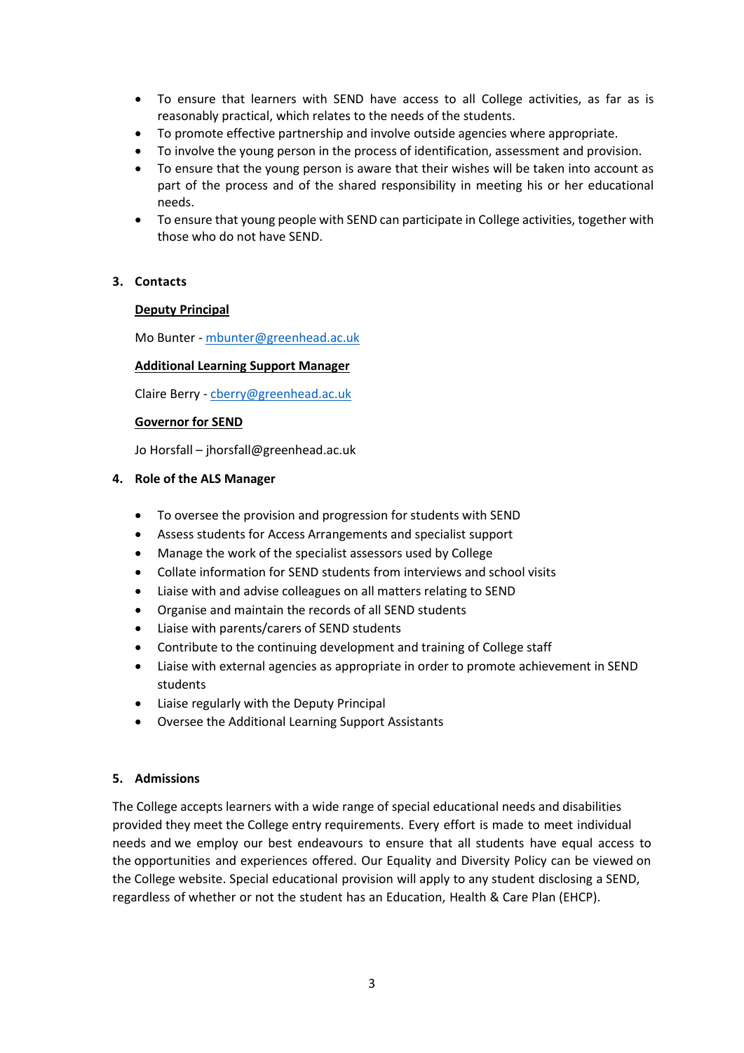- To ensure that learners with SEND have access to all College activities, as far as is reasonably practical, which relates to the needs of the students.
- To promote effective partnership and involve outside agencies where appropriate.
- To involve the young person in the process of identification, assessment and provision.
- To ensure that the young person is aware that their wishes will be taken into account as part of the process and of the shared responsibility in meeting his or her educational needs.
- To ensure that young people with SEND can participate in College activities, together with those who do not have SEND.

## 3. Contacts

**Deputy Principal**

Mo Bunter - mbunter@greenhead.ac.uk

**Additional Learning Support Manager**

Claire Berry - cberry@greenhead.ac.uk

**Governor for SEND**

Jo Horsfall – jhorsfall@greenhead.ac.uk

## 4. Role of the ALS Manager

- To oversee the provision and progression for students with SEND
- Assess students for Access Arrangements and specialist support
- Manage the work of the specialist assessors used by College
- Collate information for SEND students from interviews and school visits
- Liaise with and advise colleagues on all matters relating to SEND
- Organise and maintain the records of all SEND students
- Liaise with parents/carers of SEND students
- Contribute to the continuing development and training of College staff
- Liaise with external agencies as appropriate in order to promote achievement in SEND students
- Liaise regularly with the Deputy Principal
- Oversee the Additional Learning Support Assistants

## 5. Admissions

The College accepts learners with a wide range of special educational needs and disabilities provided they meet the College entry requirements. Every effort is made to meet individual needs and we employ our best endeavours to ensure that all students have equal access to the opportunities and experiences offered. Our Equality and Diversity Policy can be viewed on the College website. Special educational provision will apply to any student disclosing a SEND, regardless of whether or not the student has an Education, Health & Care Plan (EHCP).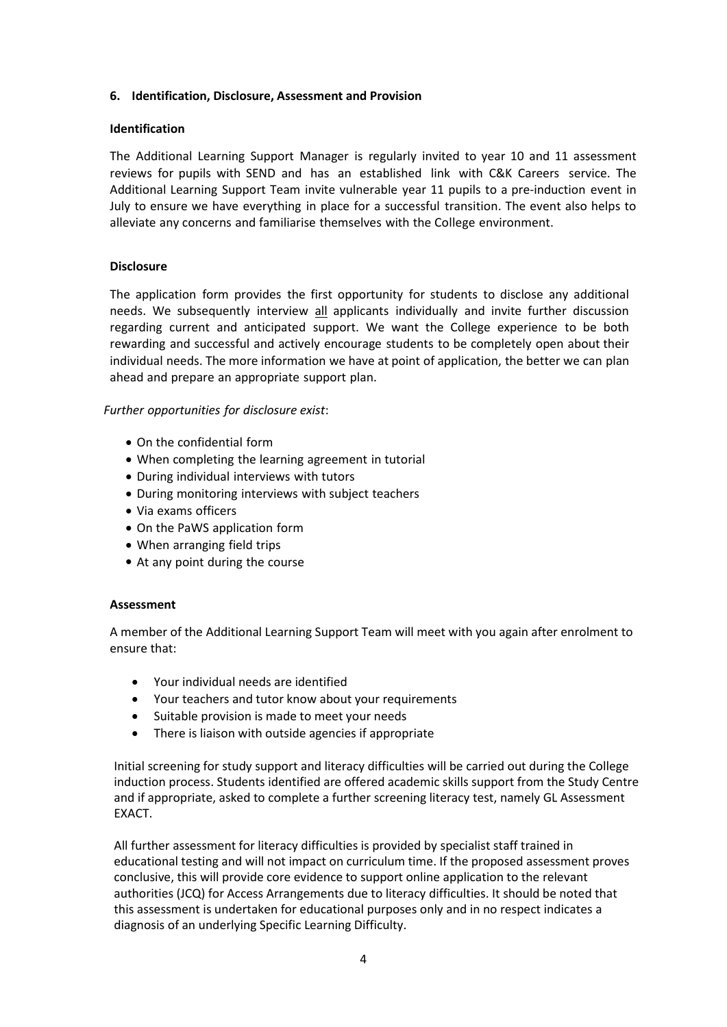## 6. Identification, Disclosure, Assessment and Provision

### Identification

The Additional Learning Support Manager is regularly invited to year 10 and 11 assessment reviews for pupils with SEND and has an established link with C&K Careers service. The Additional Learning Support Team invite vulnerable year 11 pupils to a pre-induction event in July to ensure we have everything in place for a successful transition. The event also helps to alleviate any concerns and familiarise themselves with the College environment.

### Disclosure

The application form provides the first opportunity for students to disclose any additional needs. We subsequently interview all applicants individually and invite further discussion regarding current and anticipated support. We want the College experience to be both rewarding and successful and actively encourage students to be completely open about their individual needs. The more information we have at point of application, the better we can plan ahead and prepare an appropriate support plan.

*Further opportunities for disclosure exist*:

- On the confidential form
- When completing the learning agreement in tutorial
- During individual interviews with tutors
- During monitoring interviews with subject teachers
- Via exams officers
- On the PaWS application form
- When arranging field trips
- At any point during the course

### Assessment

A member of the Additional Learning Support Team will meet with you again after enrolment to ensure that:

- Your individual needs are identified
- Your teachers and tutor know about your requirements
- Suitable provision is made to meet your needs
- There is liaison with outside agencies if appropriate

Initial screening for study support and literacy difficulties will be carried out during the College induction process. Students identified are offered academic skills support from the Study Centre and if appropriate, asked to complete a further screening literacy test, namely GL Assessment EXACT.

All further assessment for literacy difficulties is provided by specialist staff trained in educational testing and will not impact on curriculum time. If the proposed assessment proves conclusive, this will provide core evidence to support online application to the relevant authorities (JCQ) for Access Arrangements due to literacy difficulties. It should be noted that this assessment is undertaken for educational purposes only and in no respect indicates a diagnosis of an underlying Specific Learning Difficulty.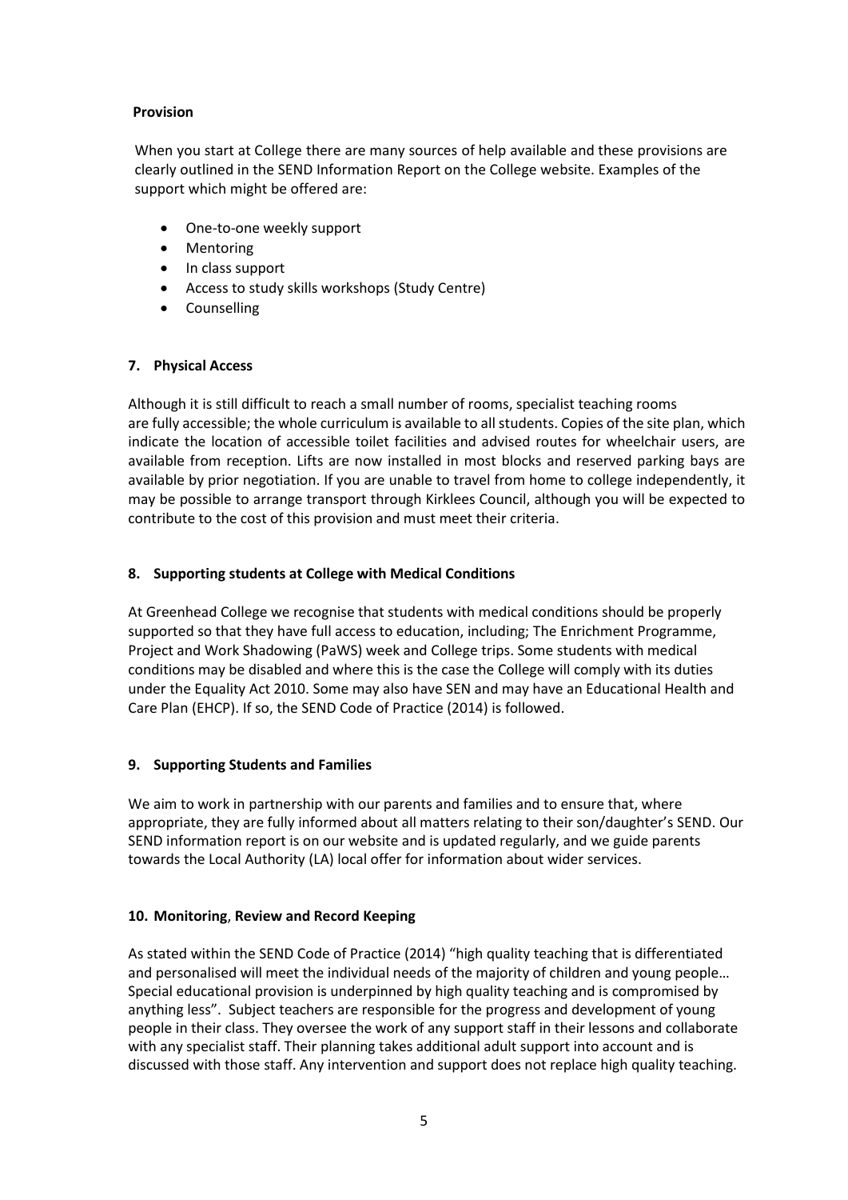**Provision**

When you start at College there are many sources of help available and these provisions are clearly outlined in the SEND Information Report on the College website. Examples of the support which might be offered are:

- One-to-one weekly support
- Mentoring
- In class support
- Access to study skills workshops (Study Centre)
- Counselling

## 7. Physical Access

Although it is still difficult to reach a small number of rooms, specialist teaching rooms are fully accessible; the whole curriculum is available to all students. Copies of the site plan, which indicate the location of accessible toilet facilities and advised routes for wheelchair users, are available from reception. Lifts are now installed in most blocks and reserved parking bays are available by prior negotiation. If you are unable to travel from home to college independently, it may be possible to arrange transport through Kirklees Council, although you will be expected to contribute to the cost of this provision and must meet their criteria.

## 8. Supporting students at College with Medical Conditions

At Greenhead College we recognise that students with medical conditions should be properly supported so that they have full access to education, including; The Enrichment Programme, Project and Work Shadowing (PaWS) week and College trips. Some students with medical conditions may be disabled and where this is the case the College will comply with its duties under the Equality Act 2010. Some may also have SEN and may have an Educational Health and Care Plan (EHCP). If so, the SEND Code of Practice (2014) is followed.

## 9. Supporting Students and Families

We aim to work in partnership with our parents and families and to ensure that, where appropriate, they are fully informed about all matters relating to their son/daughter's SEND. Our SEND information report is on our website and is updated regularly, and we guide parents towards the Local Authority (LA) local offer for information about wider services.

## 10. Monitoring, Review and Record Keeping

As stated within the SEND Code of Practice (2014) "high quality teaching that is differentiated and personalised will meet the individual needs of the majority of children and young people… Special educational provision is underpinned by high quality teaching and is compromised by anything less". Subject teachers are responsible for the progress and development of young people in their class. They oversee the work of any support staff in their lessons and collaborate with any specialist staff. Their planning takes additional adult support into account and is discussed with those staff. Any intervention and support does not replace high quality teaching.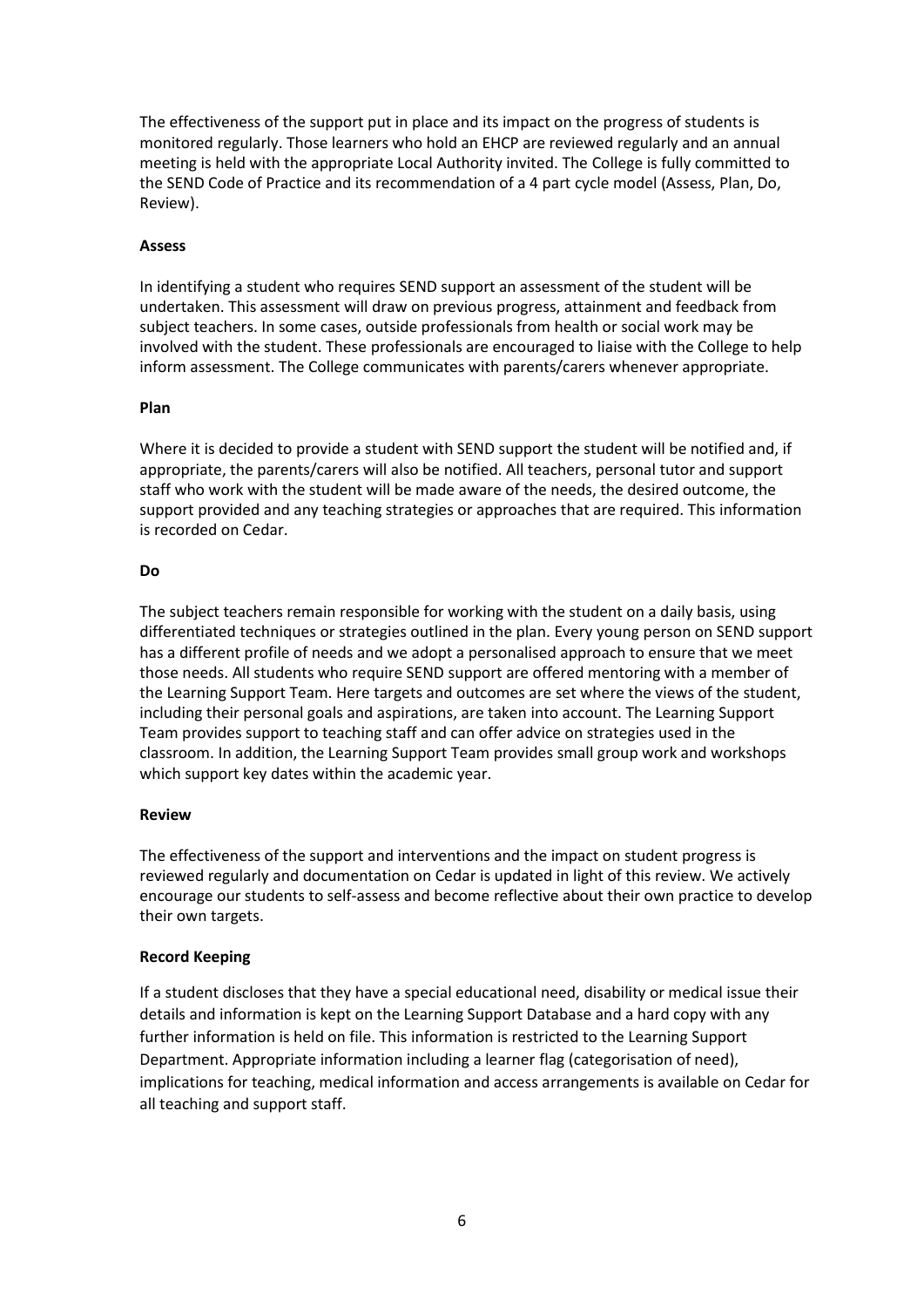The effectiveness of the support put in place and its impact on the progress of students is monitored regularly. Those learners who hold an EHCP are reviewed regularly and an annual meeting is held with the appropriate Local Authority invited. The College is fully committed to the SEND Code of Practice and its recommendation of a 4 part cycle model (Assess, Plan, Do, Review).

**Assess**

In identifying a student who requires SEND support an assessment of the student will be undertaken. This assessment will draw on previous progress, attainment and feedback from subject teachers. In some cases, outside professionals from health or social work may be involved with the student. These professionals are encouraged to liaise with the College to help inform assessment. The College communicates with parents/carers whenever appropriate.

**Plan**

Where it is decided to provide a student with SEND support the student will be notified and, if appropriate, the parents/carers will also be notified. All teachers, personal tutor and support staff who work with the student will be made aware of the needs, the desired outcome, the support provided and any teaching strategies or approaches that are required. This information is recorded on Cedar.

**Do**

The subject teachers remain responsible for working with the student on a daily basis, using differentiated techniques or strategies outlined in the plan. Every young person on SEND support has a different profile of needs and we adopt a personalised approach to ensure that we meet those needs. All students who require SEND support are offered mentoring with a member of the Learning Support Team. Here targets and outcomes are set where the views of the student, including their personal goals and aspirations, are taken into account. The Learning Support Team provides support to teaching staff and can offer advice on strategies used in the classroom. In addition, the Learning Support Team provides small group work and workshops which support key dates within the academic year.

**Review**

The effectiveness of the support and interventions and the impact on student progress is reviewed regularly and documentation on Cedar is updated in light of this review. We actively encourage our students to self-assess and become reflective about their own practice to develop their own targets.

**Record Keeping**

If a student discloses that they have a special educational need, disability or medical issue their details and information is kept on the Learning Support Database and a hard copy with any further information is held on file. This information is restricted to the Learning Support Department. Appropriate information including a learner flag (categorisation of need), implications for teaching, medical information and access arrangements is available on Cedar for all teaching and support staff.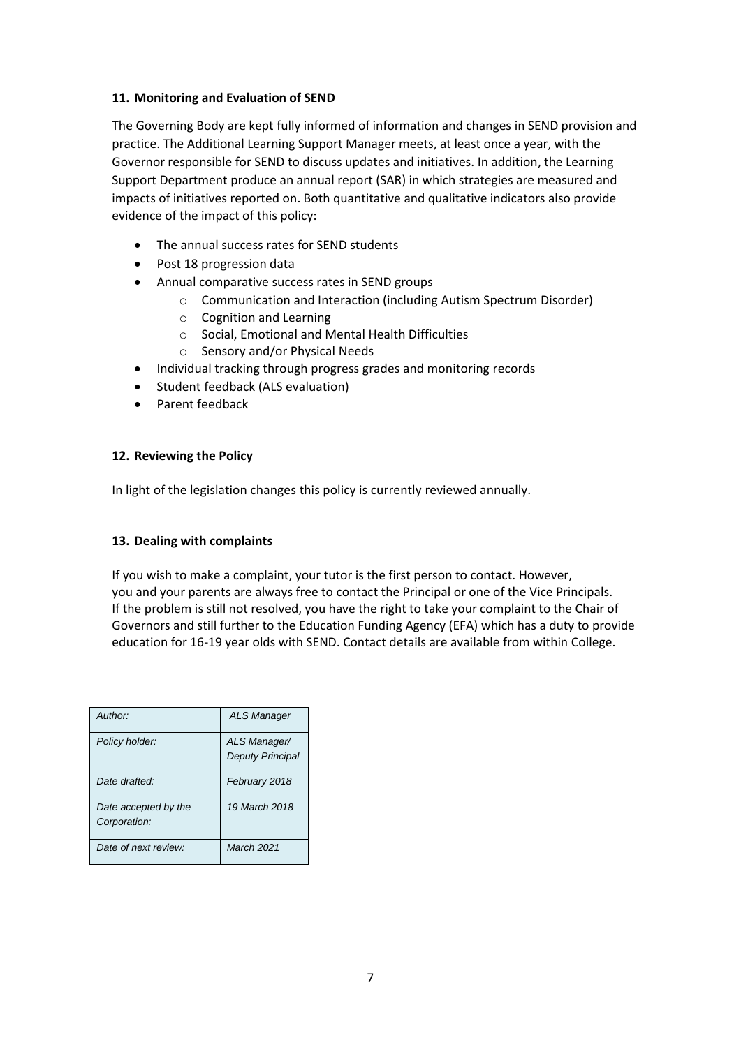## 11. Monitoring and Evaluation of SEND

The Governing Body are kept fully informed of information and changes in SEND provision and practice. The Additional Learning Support Manager meets, at least once a year, with the Governor responsible for SEND to discuss updates and initiatives. In addition, the Learning Support Department produce an annual report (SAR) in which strategies are measured and impacts of initiatives reported on. Both quantitative and qualitative indicators also provide evidence of the impact of this policy:

- The annual success rates for SEND students
- Post 18 progression data
- Annual comparative success rates in SEND groups
  - Communication and Interaction (including Autism Spectrum Disorder)
  - Cognition and Learning
  - Social, Emotional and Mental Health Difficulties
  - Sensory and/or Physical Needs
- Individual tracking through progress grades and monitoring records
- Student feedback (ALS evaluation)
- Parent feedback

## 12. Reviewing the Policy

In light of the legislation changes this policy is currently reviewed annually.

## 13. Dealing with complaints

If you wish to make a complaint, your tutor is the first person to contact. However, you and your parents are always free to contact the Principal or one of the Vice Principals. If the problem is still not resolved, you have the right to take your complaint to the Chair of Governors and still further to the Education Funding Agency (EFA) which has a duty to provide education for 16-19 year olds with SEND. Contact details are available from within College.

| | |
|---|---|
| *Author:* | *ALS Manager* |
| *Policy holder:* | *ALS Manager/ Deputy Principal* |
| *Date drafted:* | *February 2018* |
| *Date accepted by the Corporation:* | *19 March 2018* |
| *Date of next review:* | *March 2021* |